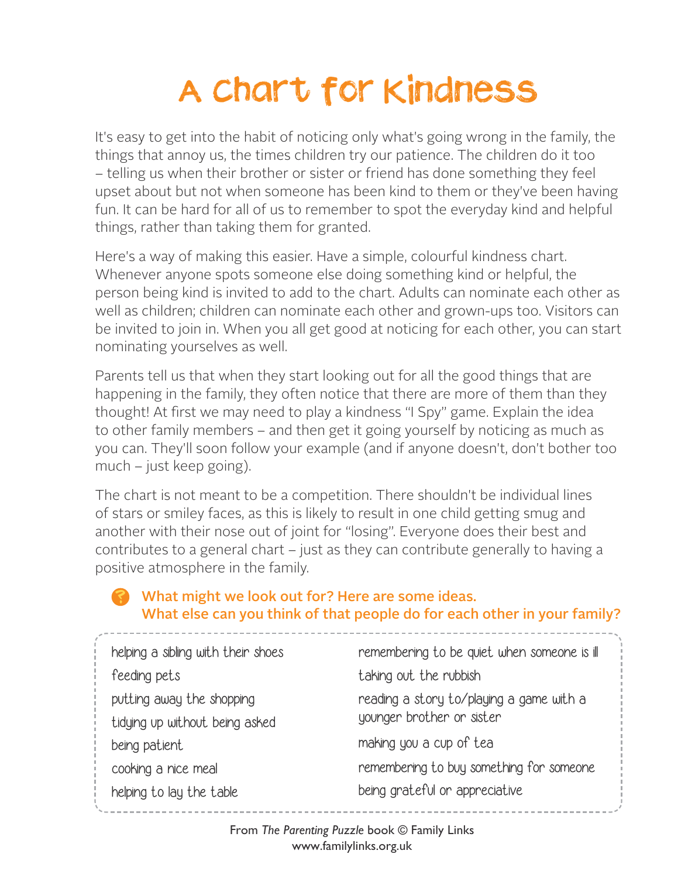# A Chart for Kindness

It's easy to get into the habit of noticing only what's going wrong in the family, the things that annoy us, the times children try our patience. The children do it too – telling us when their brother or sister or friend has done something they feel upset about but not when someone has been kind to them or they've been having fun. It can be hard for all of us to remember to spot the everyday kind and helpful things, rather than taking them for granted.

Here's a way of making this easier. Have a simple, colourful kindness chart. Whenever anyone spots someone else doing something kind or helpful, the person being kind is invited to add to the chart. Adults can nominate each other as well as children; children can nominate each other and grown-ups too. Visitors can be invited to join in. When you all get good at noticing for each other, you can start nominating yourselves as well.

Parents tell us that when they start looking out for all the good things that are happening in the family, they often notice that there are more of them than they thought! At first we may need to play a kindness "I Spy" game. Explain the idea to other family members – and then get it going yourself by noticing as much as you can. They'll soon follow your example (and if anyone doesn't, don't bother too much – just keep going).

The chart is not meant to be a competition. There shouldn't be individual lines of stars or smiley faces, as this is likely to result in one child getting smug and another with their nose out of joint for "losing". Everyone does their best and contributes to a general chart – just as they can contribute generally to having a positive atmosphere in the family.

**What might we look out for? Here are some ideas.**
**What else can you think of that people do for each other in your family?**

- helping a sibling with their shoes
- feeding pets
- putting away the shopping
- tidying up without being asked
- being patient
- cooking a nice meal
- helping to lay the table
- remembering to be quiet when someone is ill
- taking out the rubbish
- reading a story to/playing a game with a younger brother or sister
- making you a cup of tea
- remembering to buy something for someone
- being grateful or appreciative

From *The Parenting Puzzle* book © Family Links
www.familylinks.org.uk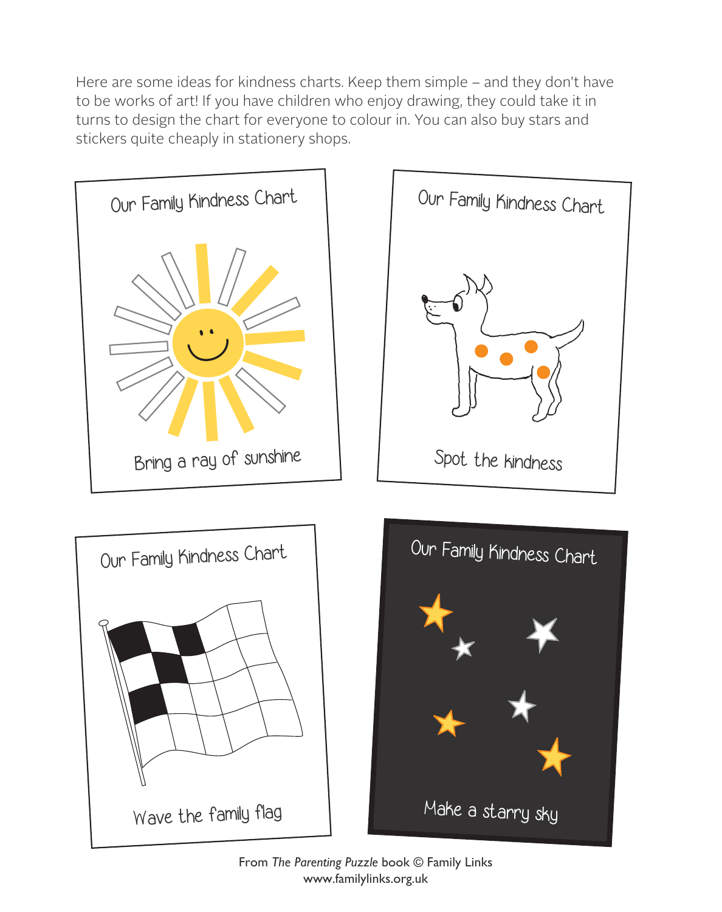Here are some ideas for kindness charts. Keep them simple – and they don't have to be works of art! If you have children who enjoy drawing, they could take it in turns to design the chart for everyone to colour in. You can also buy stars and stickers quite cheaply in stationery shops.

Our Family Kindness Chart

Bring a ray of sunshine

Our Family Kindness Chart

Spot the kindness

Our Family Kindness Chart

Wave the family flag

Our Family Kindness Chart

Make a starry sky

From *The Parenting Puzzle* book © Family Links
www.familylinks.org.uk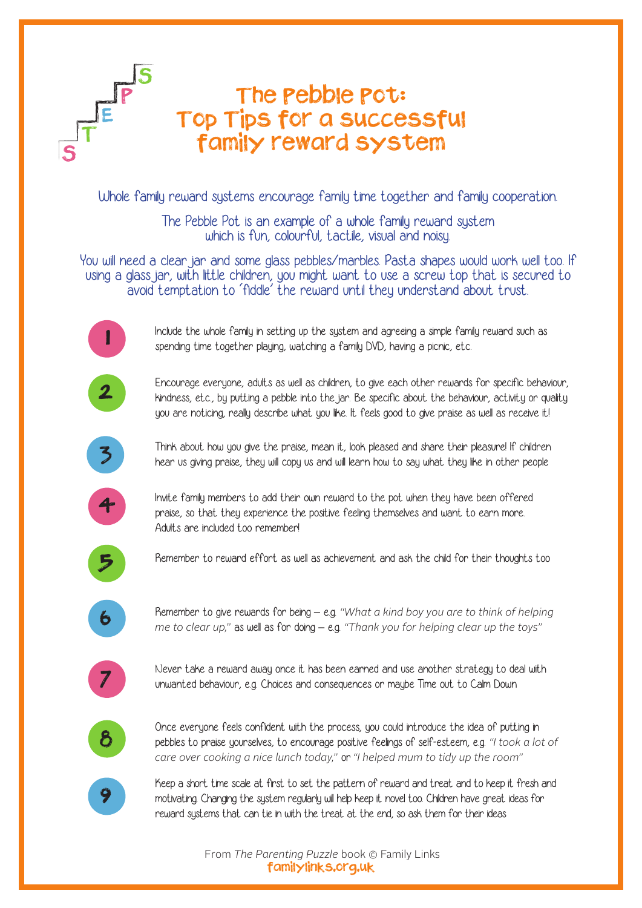# The Pebble Pot: Top Tips for a successful family reward system

Whole family reward systems encourage family time together and family cooperation.

The Pebble Pot is an example of a whole family reward system which is fun, colourful, tactile, visual and noisy.

You will need a clear jar and some glass pebbles/marbles. Pasta shapes would work well too. If using a glass jar, with little children, you might want to use a screw top that is secured to avoid temptation to ´fiddle´ the reward until they understand about trust.

1. Include the whole family in setting up the system and agreeing a simple family reward such as spending time together playing, watching a family DVD, having a picnic, etc.

2. Encourage everyone, adults as well as children, to give each other rewards for specific behaviour, kindness, etc., by putting a pebble into the jar. Be specific about the behaviour, activity or quality you are noticing, really describe what you like. It feels good to give praise as well as receive it!

3. Think about how you give the praise, mean it, look pleased and share their pleasure! If children hear us giving praise, they will copy us and will learn how to say what they like in other people

4. Invite family members to add their own reward to the pot when they have been offered praise, so that they experience the positive feeling themselves and want to earn more. Adults are included too remember!

5. Remember to reward effort as well as achievement and ask the child for their thoughts too

6. Remember to give rewards for being – e.g. *"What a kind boy you are to think of helping me to clear up,"* as well as for doing – e.g. *"Thank you for helping clear up the toys"*

7. Never take a reward away once it has been earned and use another strategy to deal with unwanted behaviour, e.g. Choices and consequences or maybe Time out to Calm Down

8. Once everyone feels confident with the process, you could introduce the idea of putting in pebbles to praise yourselves, to encourage positive feelings of self-esteem, e.g. *"I took a lot of care over cooking a nice lunch today,"* or *"I helped mum to tidy up the room"*

9. Keep a short time scale at first to set the pattern of reward and treat and to keep it fresh and motivating. Changing the system regularly will help keep it novel too. Children have great ideas for reward systems that can tie in with the treat at the end, so ask them for their ideas

From *The Parenting Puzzle* book © Family Links
familylinks.org.uk